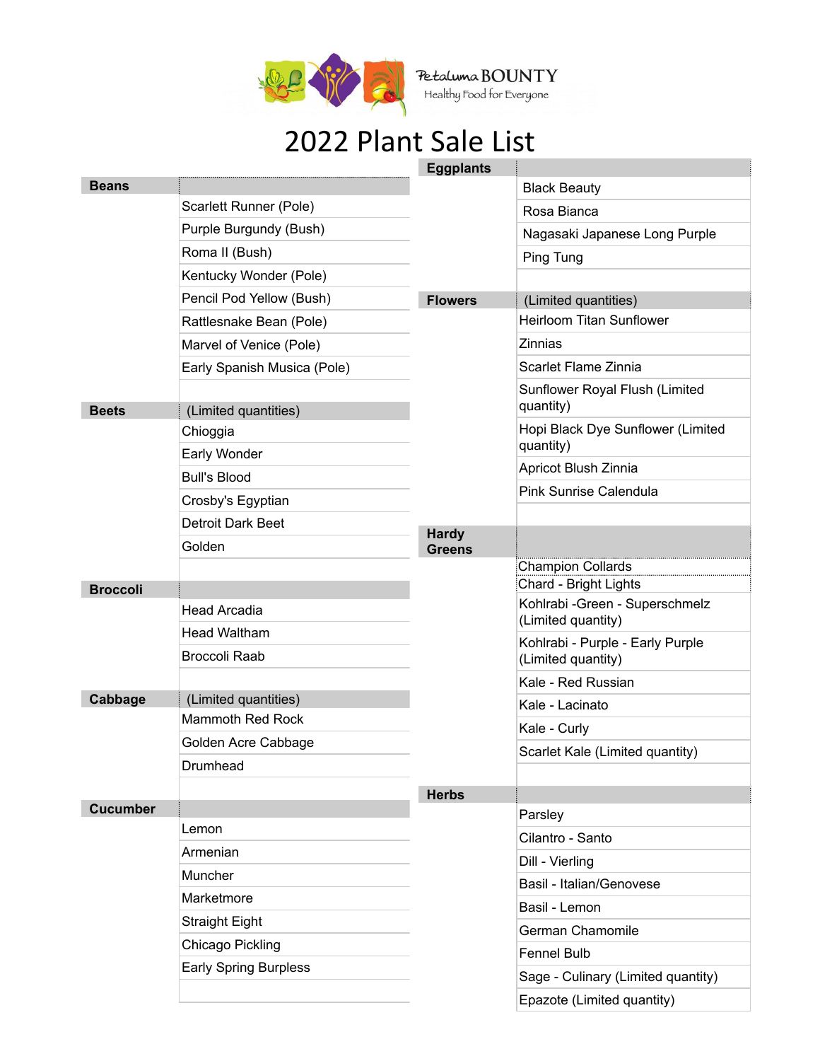Petaluma BOUNTY
Healthy Food for Everyone

# 2022 Plant Sale List

| Beans | |
|---|---|
| | Scarlett Runner (Pole) |
| | Purple Burgundy (Bush) |
| | Roma II (Bush) |
| | Kentucky Wonder (Pole) |
| | Pencil Pod Yellow (Bush) |
| | Rattlesnake Bean (Pole) |
| | Marvel of Venice (Pole) |
| | Early Spanish Musica (Pole) |

| Beets | (Limited quantities) |
|---|---|
| | Chioggia |
| | Early Wonder |
| | Bull's Blood |
| | Crosby's Egyptian |
| | Detroit Dark Beet |
| | Golden |

| Broccoli | |
|---|---|
| | Head Arcadia |
| | Head Waltham |
| | Broccoli Raab |

| Cabbage | (Limited quantities) |
|---|---|
| | Mammoth Red Rock |
| | Golden Acre Cabbage |
| | Drumhead |

| Cucumber | |
|---|---|
| | Lemon |
| | Armenian |
| | Muncher |
| | Marketmore |
| | Straight Eight |
| | Chicago Pickling |
| | Early Spring Burpless |

| Eggplants | |
|---|---|
| | Black Beauty |
| | Rosa Bianca |
| | Nagasaki Japanese Long Purple |
| | Ping Tung |

| Flowers | (Limited quantities) |
|---|---|
| | Heirloom Titan Sunflower |
| | Zinnias |
| | Scarlet Flame Zinnia |
| | Sunflower Royal Flush (Limited quantity) |
| | Hopi Black Dye Sunflower (Limited quantity) |
| | Apricot Blush Zinnia |
| | Pink Sunrise Calendula |

| Hardy Greens | |
|---|---|
| | Champion Collards |
| | Chard - Bright Lights |
| | Kohlrabi -Green - Superschmelz (Limited quantity) |
| | Kohlrabi - Purple - Early Purple (Limited quantity) |
| | Kale - Red Russian |
| | Kale - Lacinato |
| | Kale - Curly |
| | Scarlet Kale (Limited quantity) |

| Herbs | |
|---|---|
| | Parsley |
| | Cilantro - Santo |
| | Dill - Vierling |
| | Basil - Italian/Genovese |
| | Basil - Lemon |
| | German Chamomile |
| | Fennel Bulb |
| | Sage - Culinary (Limited quantity) |
| | Epazote (Limited quantity) |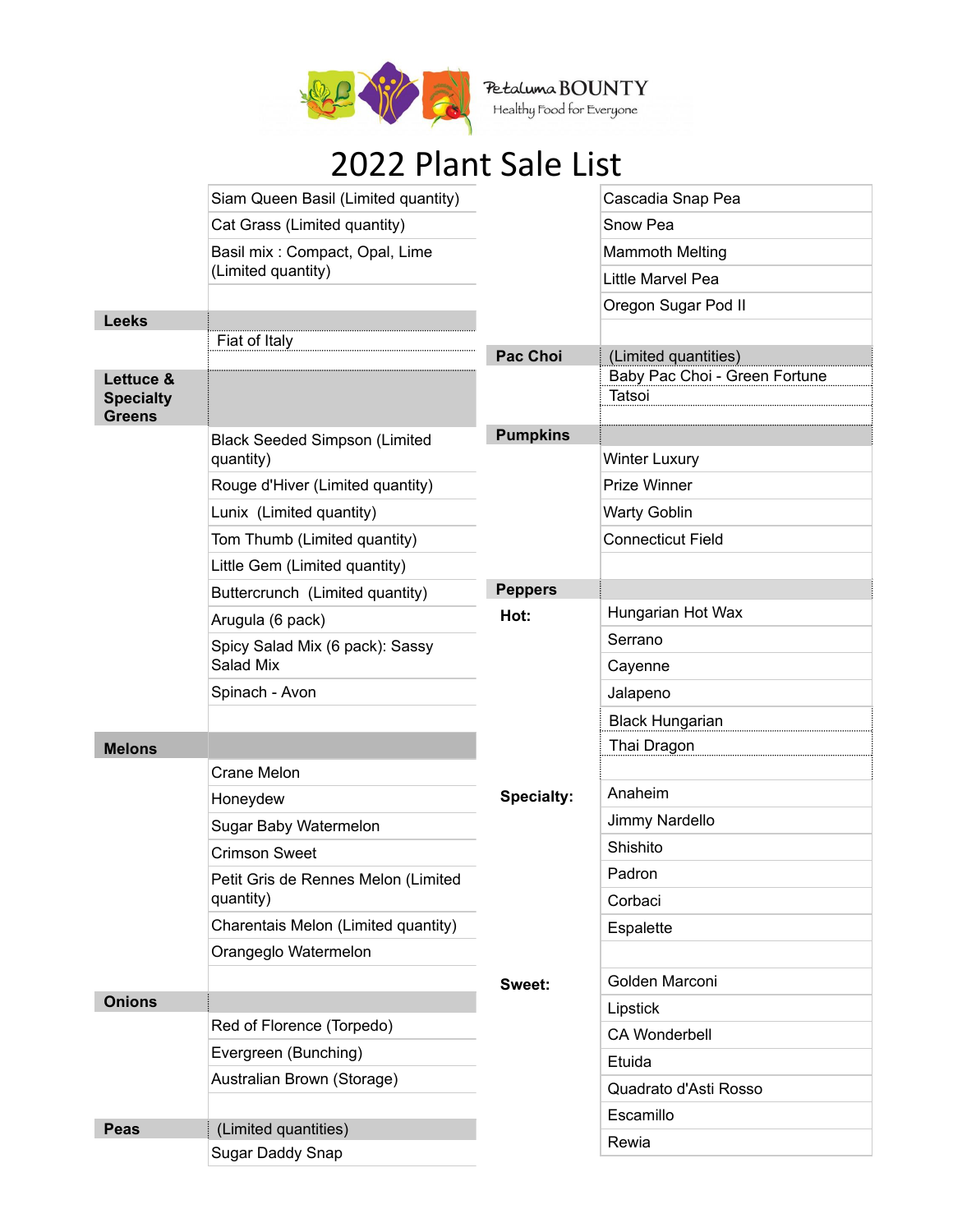Petaluma BOUNTY
Healthy Food for Everyone

# 2022 Plant Sale List

| | |
|---|---|
| | Siam Queen Basil (Limited quantity) |
| | Cat Grass (Limited quantity) |
| | Basil mix : Compact, Opal, Lime (Limited quantity) |
| | |
| **Leeks** | |
| | Fiat of Italy |
| | |
| **Lettuce & Specialty Greens** | |
| | Black Seeded Simpson (Limited quantity) |
| | Rouge d'Hiver (Limited quantity) |
| | Lunix (Limited quantity) |
| | Tom Thumb (Limited quantity) |
| | Little Gem (Limited quantity) |
| | Buttercrunch (Limited quantity) |
| | Arugula (6 pack) |
| | Spicy Salad Mix (6 pack): Sassy Salad Mix |
| | Spinach - Avon |
| | |
| **Melons** | |
| | Crane Melon |
| | Honeydew |
| | Sugar Baby Watermelon |
| | Crimson Sweet |
| | Petit Gris de Rennes Melon (Limited quantity) |
| | Charentais Melon (Limited quantity) |
| | Orangeglo Watermelon |
| | |
| **Onions** | |
| | Red of Florence (Torpedo) |
| | Evergreen (Bunching) |
| | Australian Brown (Storage) |
| | |
| **Peas** | (Limited quantities) |
| | Sugar Daddy Snap |
| | Cascadia Snap Pea |
| | Snow Pea |
| | Mammoth Melting |
| | Little Marvel Pea |
| | Oregon Sugar Pod II |
| | |
| **Pac Choi** | (Limited quantities) |
| | Baby Pac Choi - Green Fortune |
| | Tatsoi |
| | |
| **Pumpkins** | |
| | Winter Luxury |
| | Prize Winner |
| | Warty Goblin |
| | Connecticut Field |
| | |
| **Peppers** | |
| **Hot:** | Hungarian Hot Wax |
| | Serrano |
| | Cayenne |
| | Jalapeno |
| | Black Hungarian |
| | Thai Dragon |
| | |
| **Specialty:** | Anaheim |
| | Jimmy Nardello |
| | Shishito |
| | Padron |
| | Corbaci |
| | Espalette |
| | |
| **Sweet:** | Golden Marconi |
| | Lipstick |
| | CA Wonderbell |
| | Etuida |
| | Quadrato d'Asti Rosso |
| | Escamillo |
| | Rewia |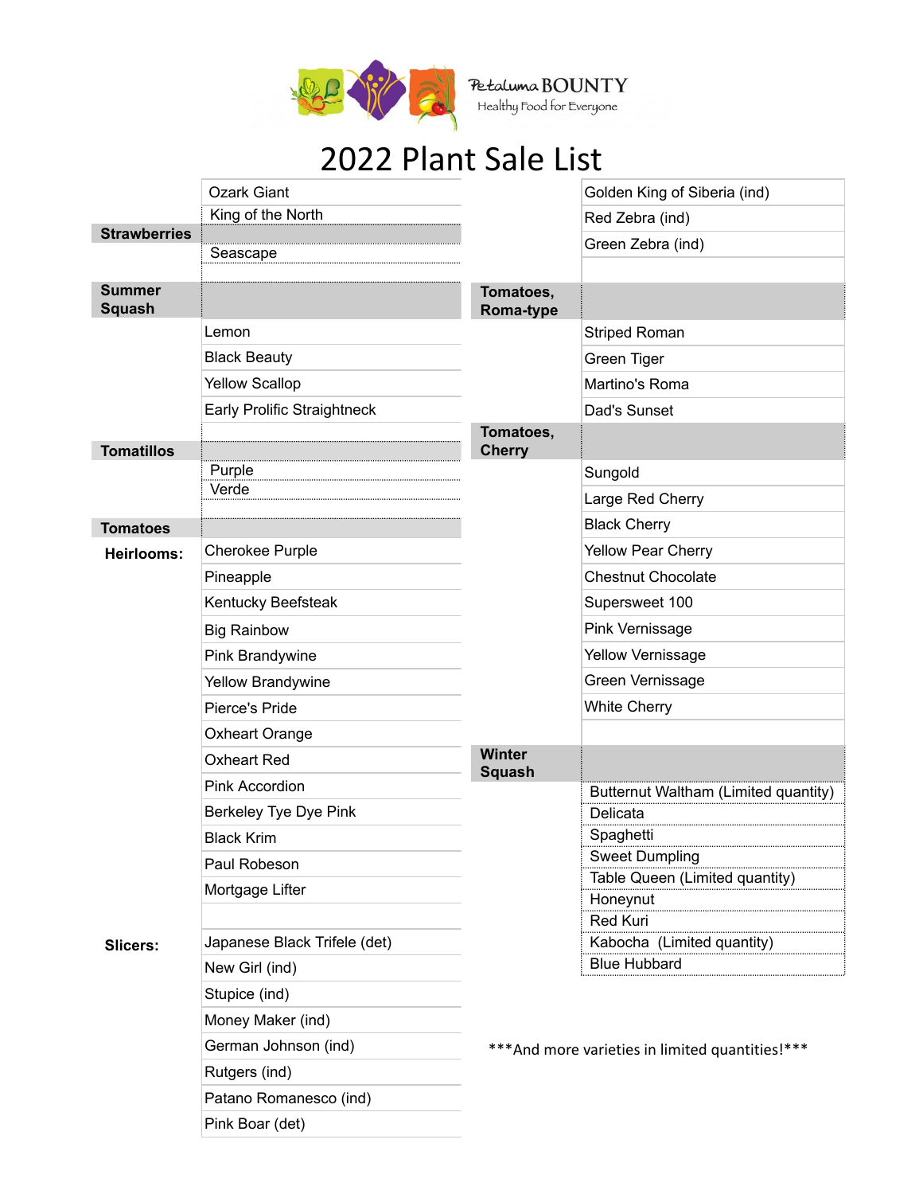Petaluma BOUNTY

Healthy Food for Everyone

# 2022 Plant Sale List

## Strawberries

- Ozark Giant
- King of the North
- Seascape

## Summer Squash

- Lemon
- Black Beauty
- Yellow Scallop
- Early Prolific Straightneck

## Tomatillos

- Purple
- Verde

## Tomatoes

**Heirlooms:**

- Cherokee Purple
- Pineapple
- Kentucky Beefsteak
- Big Rainbow
- Pink Brandywine
- Yellow Brandywine
- Pierce's Pride
- Oxheart Orange
- Oxheart Red
- Pink Accordion
- Berkeley Tye Dye Pink
- Black Krim
- Paul Robeson
- Mortgage Lifter

**Slicers:**

- Japanese Black Trifele (det)
- New Girl (ind)
- Stupice (ind)
- Money Maker (ind)
- German Johnson (ind)
- Rutgers (ind)
- Patano Romanesco (ind)
- Pink Boar (det)
- Golden King of Siberia (ind)
- Red Zebra (ind)
- Green Zebra (ind)

## Tomatoes, Roma-type

- Striped Roman
- Green Tiger
- Martino's Roma
- Dad's Sunset

## Tomatoes, Cherry

- Sungold
- Large Red Cherry
- Black Cherry
- Yellow Pear Cherry
- Chestnut Chocolate
- Supersweet 100
- Pink Vernissage
- Yellow Vernissage
- Green Vernissage
- White Cherry

## Winter Squash

- Butternut Waltham (Limited quantity)
- Delicata
- Spaghetti
- Sweet Dumpling
- Table Queen (Limited quantity)
- Honeynut
- Red Kuri
- Kabocha (Limited quantity)
- Blue Hubbard

***And more varieties in limited quantities!***